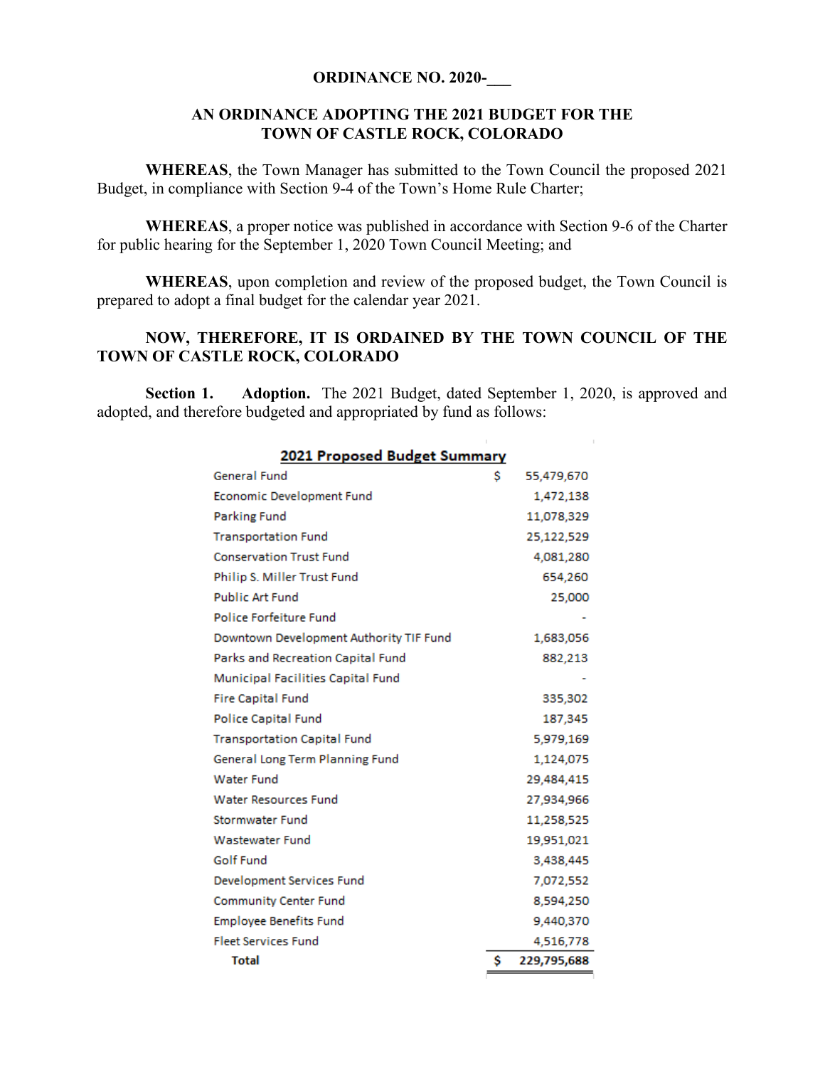**ORDINANCE NO. 2020-___**

**AN ORDINANCE ADOPTING THE 2021 BUDGET FOR THE TOWN OF CASTLE ROCK, COLORADO**

**WHEREAS**, the Town Manager has submitted to the Town Council the proposed 2021 Budget, in compliance with Section 9-4 of the Town's Home Rule Charter;

**WHEREAS**, a proper notice was published in accordance with Section 9-6 of the Charter for public hearing for the September 1, 2020 Town Council Meeting; and

**WHEREAS**, upon completion and review of the proposed budget, the Town Council is prepared to adopt a final budget for the calendar year 2021.

**NOW, THEREFORE, IT IS ORDAINED BY THE TOWN COUNCIL OF THE TOWN OF CASTLE ROCK, COLORADO**

**Section 1. Adoption.** The 2021 Budget, dated September 1, 2020, is approved and adopted, and therefore budgeted and appropriated by fund as follows:

| **2021 Proposed Budget Summary** | | |
|---|---|---|
| General Fund | $ | 55,479,670 |
| Economic Development Fund | | 1,472,138 |
| Parking Fund | | 11,078,329 |
| Transportation Fund | | 25,122,529 |
| Conservation Trust Fund | | 4,081,280 |
| Philip S. Miller Trust Fund | | 654,260 |
| Public Art Fund | | 25,000 |
| Police Forfeiture Fund | | - |
| Downtown Development Authority TIF Fund | | 1,683,056 |
| Parks and Recreation Capital Fund | | 882,213 |
| Municipal Facilities Capital Fund | | - |
| Fire Capital Fund | | 335,302 |
| Police Capital Fund | | 187,345 |
| Transportation Capital Fund | | 5,979,169 |
| General Long Term Planning Fund | | 1,124,075 |
| Water Fund | | 29,484,415 |
| Water Resources Fund | | 27,934,966 |
| Stormwater Fund | | 11,258,525 |
| Wastewater Fund | | 19,951,021 |
| Golf Fund | | 3,438,445 |
| Development Services Fund | | 7,072,552 |
| Community Center Fund | | 8,594,250 |
| Employee Benefits Fund | | 9,440,370 |
| Fleet Services Fund | | 4,516,778 |
| **Total** | **$** | **229,795,688** |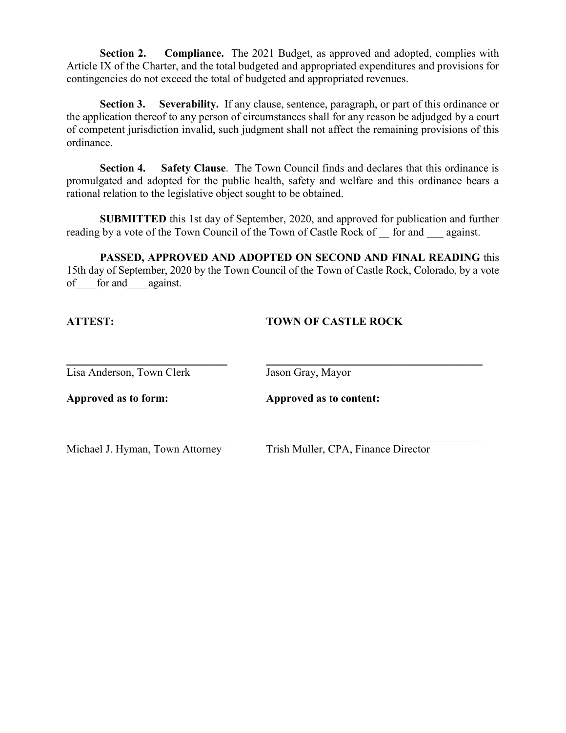**Section 2. Compliance.** The 2021 Budget, as approved and adopted, complies with Article IX of the Charter, and the total budgeted and appropriated expenditures and provisions for contingencies do not exceed the total of budgeted and appropriated revenues.

**Section 3. Severability.** If any clause, sentence, paragraph, or part of this ordinance or the application thereof to any person of circumstances shall for any reason be adjudged by a court of competent jurisdiction invalid, such judgment shall not affect the remaining provisions of this ordinance.

**Section 4. Safety Clause**. The Town Council finds and declares that this ordinance is promulgated and adopted for the public health, safety and welfare and this ordinance bears a rational relation to the legislative object sought to be obtained.

**SUBMITTED** this 1st day of September, 2020, and approved for publication and further reading by a vote of the Town Council of the Town of Castle Rock of __ for and ___ against.

**PASSED, APPROVED AND ADOPTED ON SECOND AND FINAL READING** this 15th day of September, 2020 by the Town Council of the Town of Castle Rock, Colorado, by a vote of____for and____against.

**ATTEST:**

______________________________
Lisa Anderson, Town Clerk

**TOWN OF CASTLE ROCK**

______________________________
Jason Gray, Mayor

**Approved as to form:**

______________________________
Michael J. Hyman, Town Attorney

**Approved as to content:**

______________________________
Trish Muller, CPA, Finance Director